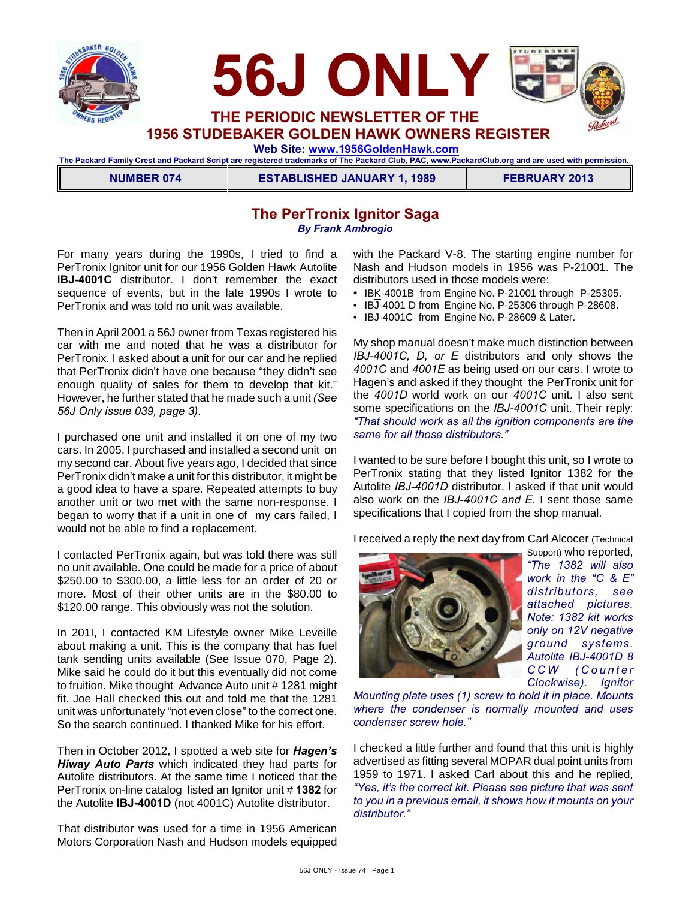# 56J ONLY

## THE PERIODIC NEWSLETTER OF THE 1956 STUDEBAKER GOLDEN HAWK OWNERS REGISTER

**Web Site: www.1956GoldenHawk.com**

The Packard Family Crest and Packard Script are registered trademarks of The Packard Club, PAC, www.PackardClub.org and are used with permission.

| NUMBER 074 | ESTABLISHED JANUARY 1, 1989 | FEBRUARY 2013 |
|---|---|---|

## The PerTronix Ignitor Saga

***By Frank Ambrogio***

For many years during the 1990s, I tried to find a PerTronix Ignitor unit for our 1956 Golden Hawk Autolite **IBJ-4001C** distributor. I don't remember the exact sequence of events, but in the late 1990s I wrote to PerTronix and was told no unit was available.

Then in April 2001 a 56J owner from Texas registered his car with me and noted that he was a distributor for PerTronix. I asked about a unit for our car and he replied that PerTronix didn't have one because "they didn't see enough quality of sales for them to develop that kit." However, he further stated that he made such a unit *(See 56J Only issue 039, page 3)*.

I purchased one unit and installed it on one of my two cars. In 2005, I purchased and installed a second unit on my second car. About five years ago, I decided that since PerTronix didn't make a unit for this distributor, it might be a good idea to have a spare. Repeated attempts to buy another unit or two met with the same non-response. I began to worry that if a unit in one of my cars failed, I would not be able to find a replacement.

I contacted PerTronix again, but was told there was still no unit available. One could be made for a price of about $250.00 to $300.00, a little less for an order of 20 or more. Most of their other units are in the $80.00 to $120.00 range. This obviously was not the solution.

In 201I, I contacted KM Lifestyle owner Mike Leveille about making a unit. This is the company that has fuel tank sending units available (See Issue 070, Page 2). Mike said he could do it but this eventually did not come to fruition. Mike thought Advance Auto unit # 1281 might fit. Joe Hall checked this out and told me that the 1281 unit was unfortunately "not even close" to the correct one. So the search continued. I thanked Mike for his effort.

Then in October 2012, I spotted a web site for ***Hagen's Hiway Auto Parts*** which indicated they had parts for Autolite distributors. At the same time I noticed that the PerTronix on-line catalog listed an Ignitor unit # **1382** for the Autolite **IBJ-4001D** (not 4001C) Autolite distributor.

That distributor was used for a time in 1956 American Motors Corporation Nash and Hudson models equipped with the Packard V-8. The starting engine number for Nash and Hudson models in 1956 was P-21001. The distributors used in those models were:

- IBK-4001B from Engine No. P-21001 through P-25305.
- IBJ-4001 D from Engine No. P-25306 through P-28608.
- IBJ-4001C from Engine No. P-28609 & Later.

My shop manual doesn't make much distinction between *IBJ-4001C, D, or E* distributors and only shows the *4001C* and *4001E* as being used on our cars. I wrote to Hagen's and asked if they thought the PerTronix unit for the *4001D* world work on our *4001C* unit. I also sent some specifications on the *IBJ-4001C* unit. Their reply: *"That should work as all the ignition components are the same for all those distributors."*

I wanted to be sure before I bought this unit, so I wrote to PerTronix stating that they listed Ignitor 1382 for the Autolite *IBJ-4001D* distributor. I asked if that unit would also work on the *IBJ-4001C and E*. I sent those same specifications that I copied from the shop manual.

I received a reply the next day from Carl Alcocer (Technical Support) who reported, *"The 1382 will also work in the "C & E" distributors, see attached pictures. Note: 1382 kit works only on 12V negative ground systems. Autolite IBJ-4001D 8 CCW (Counter Clockwise). Ignitor Mounting plate uses (1) screw to hold it in place. Mounts where the condenser is normally mounted and uses condenser screw hole."*

I checked a little further and found that this unit is highly advertised as fitting several MOPAR dual point units from 1959 to 1971. I asked Carl about this and he replied, *"Yes, it's the correct kit. Please see picture that was sent to you in a previous email, it shows how it mounts on your distributor."*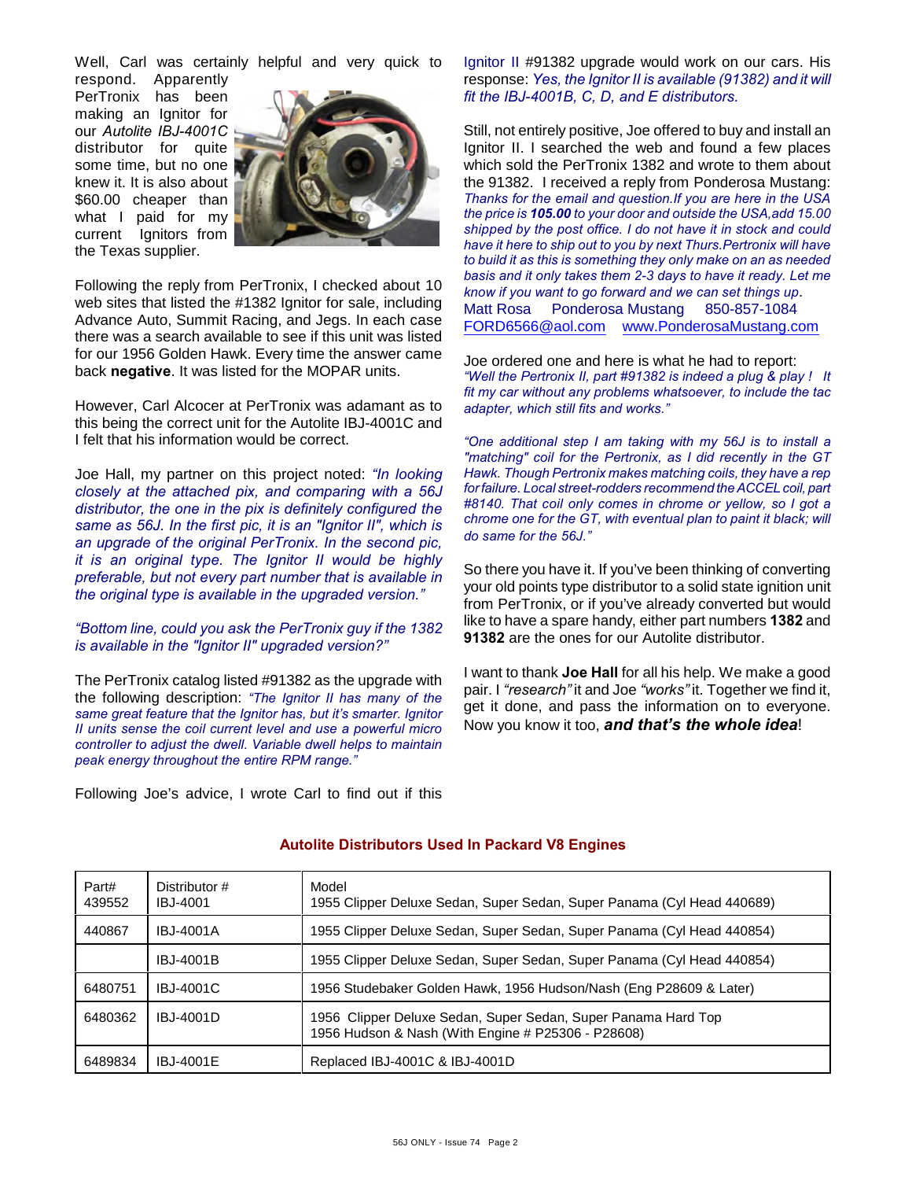Well, Carl was certainly helpful and very quick to respond. Apparently PerTronix has been making an Ignitor for our *Autolite IBJ-4001C* distributor for quite some time, but no one knew it. It is also about $60.00 cheaper than what I paid for my current Ignitors from the Texas supplier.

Following the reply from PerTronix, I checked about 10 web sites that listed the #1382 Ignitor for sale, including Advance Auto, Summit Racing, and Jegs. In each case there was a search available to see if this unit was listed for our 1956 Golden Hawk. Every time the answer came back **negative**. It was listed for the MOPAR units.

However, Carl Alcocer at PerTronix was adamant as to this being the correct unit for the Autolite IBJ-4001C and I felt that his information would be correct.

Joe Hall, my partner on this project noted: *"In looking closely at the attached pix, and comparing with a 56J distributor, the one in the pix is definitely configured the same as 56J. In the first pic, it is an "Ignitor II", which is an upgrade of the original PerTronix. In the second pic, it is an original type. The Ignitor II would be highly preferable, but not every part number that is available in the original type is available in the upgraded version."*

*"Bottom line, could you ask the PerTronix guy if the 1382 is available in the "Ignitor II" upgraded version?"*

The PerTronix catalog listed #91382 as the upgrade with the following description: *"The Ignitor II has many of the same great feature that the Ignitor has, but it's smarter. Ignitor II units sense the coil current level and use a powerful micro controller to adjust the dwell. Variable dwell helps to maintain peak energy throughout the entire RPM range."*

Following Joe's advice, I wrote Carl to find out if this Ignitor II #91382 upgrade would work on our cars. His response: *Yes, the Ignitor II is available (91382) and it will fit the IBJ-4001B, C, D, and E distributors.*

Still, not entirely positive, Joe offered to buy and install an Ignitor II. I searched the web and found a few places which sold the PerTronix 1382 and wrote to them about the 91382. I received a reply from Ponderosa Mustang: *Thanks for the email and question.If you are here in the USA the price is **105.00** to your door and outside the USA,add 15.00 shipped by the post office. I do not have it in stock and could have it here to ship out to you by next Thurs.Pertronix will have to build it as this is something they only make on an as needed basis and it only takes them 2-3 days to have it ready. Let me know if you want to go forward and we can set things up*.
Matt Rosa Ponderosa Mustang 850-857-1084
FORD6566@aol.com www.PonderosaMustang.com

Joe ordered one and here is what he had to report:
*"Well the Pertronix II, part #91382 is indeed a plug & play ! It fit my car without any problems whatsoever, to include the tac adapter, which still fits and works."*

*"One additional step I am taking with my 56J is to install a "matching" coil for the Pertronix, as I did recently in the GT Hawk. Though Pertronix makes matching coils, they have a rep for failure. Local street-rodders recommend the ACCEL coil, part #8140. That coil only comes in chrome or yellow, so I got a chrome one for the GT, with eventual plan to paint it black; will do same for the 56J."*

So there you have it. If you've been thinking of converting your old points type distributor to a solid state ignition unit from PerTronix, or if you've already converted but would like to have a spare handy, either part numbers **1382** and **91382** are the ones for our Autolite distributor.

I want to thank **Joe Hall** for all his help. We make a good pair. I *"research"* it and Joe *"works"* it. Together we find it, get it done, and pass the information on to everyone. Now you know it too, ***and that's the whole idea***!

**Autolite Distributors Used In Packard V8 Engines**

| Part# | Distributor # | Model |
|---|---|---|
| 439552 | IBJ-4001 | 1955 Clipper Deluxe Sedan, Super Sedan, Super Panama (Cyl Head 440689) |
| 440867 | IBJ-4001A | 1955 Clipper Deluxe Sedan, Super Sedan, Super Panama (Cyl Head 440854) |
| | IBJ-4001B | 1955 Clipper Deluxe Sedan, Super Sedan, Super Panama (Cyl Head 440854) |
| 6480751 | IBJ-4001C | 1956 Studebaker Golden Hawk, 1956 Hudson/Nash (Eng P28609 & Later) |
| 6480362 | IBJ-4001D | 1956 Clipper Deluxe Sedan, Super Sedan, Super Panama Hard Top<br>1956 Hudson & Nash (With Engine # P25306 - P28608) |
| 6489834 | IBJ-4001E | Replaced IBJ-4001C & IBJ-4001D |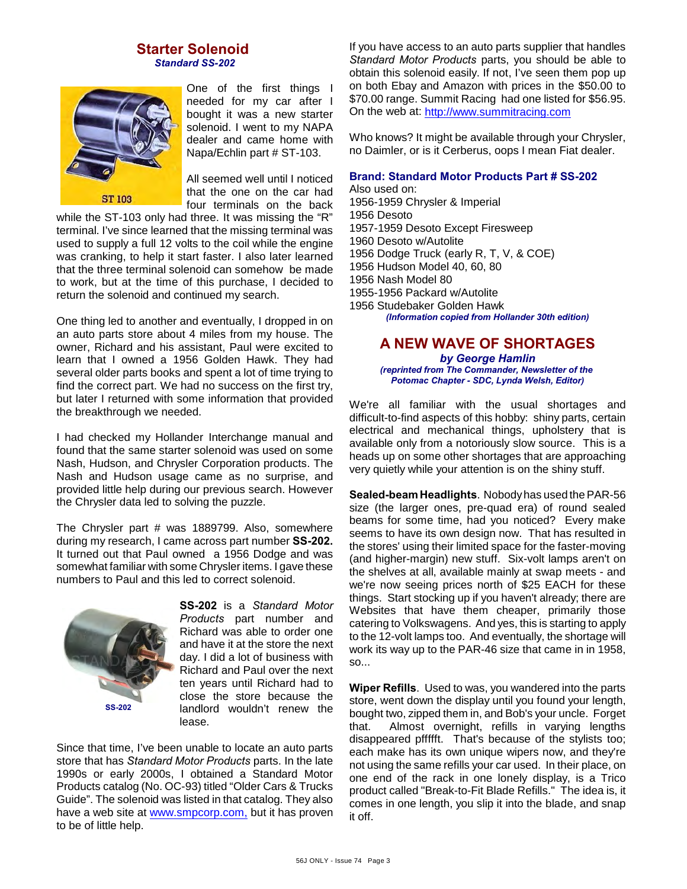## Starter Solenoid

***Standard SS-202***

ST 103

One of the first things I needed for my car after I bought it was a new starter solenoid. I went to my NAPA dealer and came home with Napa/Echlin part # ST-103.

All seemed well until I noticed that the one on the car had four terminals on the back while the ST-103 only had three. It was missing the "R" terminal. I've since learned that the missing terminal was used to supply a full 12 volts to the coil while the engine was cranking, to help it start faster. I also later learned that the three terminal solenoid can somehow be made to work, but at the time of this purchase, I decided to return the solenoid and continued my search.

One thing led to another and eventually, I dropped in on an auto parts store about 4 miles from my house. The owner, Richard and his assistant, Paul were excited to learn that I owned a 1956 Golden Hawk. They had several older parts books and spent a lot of time trying to find the correct part. We had no success on the first try, but later I returned with some information that provided the breakthrough we needed.

I had checked my Hollander Interchange manual and found that the same starter solenoid was used on some Nash, Hudson, and Chrysler Corporation products. The Nash and Hudson usage came as no surprise, and provided little help during our previous search. However the Chrysler data led to solving the puzzle.

The Chrysler part # was 1889799. Also, somewhere during my research, I came across part number **SS-202.** It turned out that Paul owned a 1956 Dodge and was somewhat familiar with some Chrysler items. I gave these numbers to Paul and this led to correct solenoid.

SS-202

**SS-202** is a *Standard Motor Products* part number and Richard was able to order one and have it at the store the next day. I did a lot of business with Richard and Paul over the next ten years until Richard had to close the store because the landlord wouldn't renew the lease.

Since that time, I've been unable to locate an auto parts store that has *Standard Motor Products* parts. In the late 1990s or early 2000s, I obtained a Standard Motor Products catalog (No. OC-93) titled "Older Cars & Trucks Guide". The solenoid was listed in that catalog. They also have a web site at www.smpcorp.com, but it has proven to be of little help.

If you have access to an auto parts supplier that handles *Standard Motor Products* parts, you should be able to obtain this solenoid easily. If not, I've seen them pop up on both Ebay and Amazon with prices in the $50.00 to $70.00 range. Summit Racing had one listed for $56.95. On the web at: http://www.summitracing.com

Who knows? It might be available through your Chrysler, no Daimler, or is it Cerberus, oops I mean Fiat dealer.

**Brand: Standard Motor Products Part # SS-202**

Also used on:
1956-1959 Chrysler & Imperial
1956 Desoto
1957-1959 Desoto Except Firesweep
1960 Desoto w/Autolite
1956 Dodge Truck (early R, T, V, & COE)
1956 Hudson Model 40, 60, 80
1956 Nash Model 80
1955-1956 Packard w/Autolite
1956 Studebaker Golden Hawk

***(Information copied from Hollander 30th edition)***

## A NEW WAVE OF SHORTAGES

***by George Hamlin***

***(reprinted from The Commander, Newsletter of the Potomac Chapter - SDC, Lynda Welsh, Editor)***

We're all familiar with the usual shortages and difficult-to-find aspects of this hobby: shiny parts, certain electrical and mechanical things, upholstery that is available only from a notoriously slow source. This is a heads up on some other shortages that are approaching very quietly while your attention is on the shiny stuff.

**Sealed-beam Headlights**. Nobody has used the PAR-56 size (the larger ones, pre-quad era) of round sealed beams for some time, had you noticed? Every make seems to have its own design now. That has resulted in the stores' using their limited space for the faster-moving (and higher-margin) new stuff. Six-volt lamps aren't on the shelves at all, available mainly at swap meets - and we're now seeing prices north of $25 EACH for these things. Start stocking up if you haven't already; there are Websites that have them cheaper, primarily those catering to Volkswagens. And yes, this is starting to apply to the 12-volt lamps too. And eventually, the shortage will work its way up to the PAR-46 size that came in in 1958, so...

**Wiper Refills**. Used to was, you wandered into the parts store, went down the display until you found your length, bought two, zipped them in, and Bob's your uncle. Forget that. Almost overnight, refills in varying lengths disappeared pffffft. That's because of the stylists too; each make has its own unique wipers now, and they're not using the same refills your car used. In their place, on one end of the rack in one lonely display, is a Trico product called "Break-to-Fit Blade Refills." The idea is, it comes in one length, you slip it into the blade, and snap it off.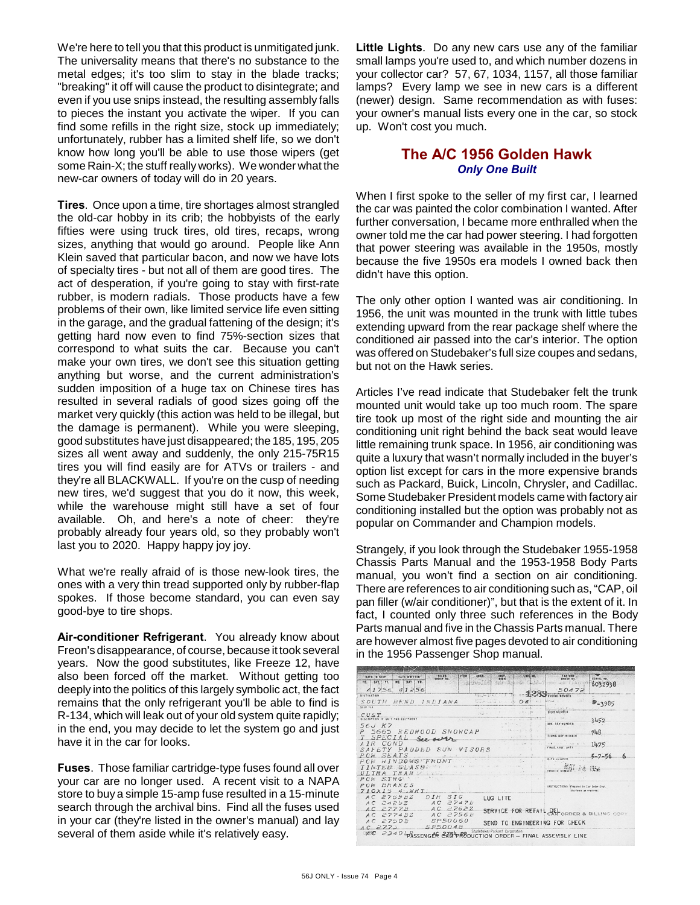We're here to tell you that this product is unmitigated junk. The universality means that there's no substance to the metal edges; it's too slim to stay in the blade tracks; "breaking" it off will cause the product to disintegrate; and even if you use snips instead, the resulting assembly falls to pieces the instant you activate the wiper. If you can find some refills in the right size, stock up immediately; unfortunately, rubber has a limited shelf life, so we don't know how long you'll be able to use those wipers (get some Rain-X; the stuff really works). We wonder what the new-car owners of today will do in 20 years.

**Tires**. Once upon a time, tire shortages almost strangled the old-car hobby in its crib; the hobbyists of the early fifties were using truck tires, old tires, recaps, wrong sizes, anything that would go around. People like Ann Klein saved that particular bacon, and now we have lots of specialty tires - but not all of them are good tires. The act of desperation, if you're going to stay with first-rate rubber, is modern radials. Those products have a few problems of their own, like limited service life even sitting in the garage, and the gradual fattening of the design; it's getting hard now even to find 75%-section sizes that correspond to what suits the car. Because you can't make your own tires, we don't see this situation getting anything but worse, and the current administration's sudden imposition of a huge tax on Chinese tires has resulted in several radials of good sizes going off the market very quickly (this action was held to be illegal, but the damage is permanent). While you were sleeping, good substitutes have just disappeared; the 185, 195, 205 sizes all went away and suddenly, the only 215-75R15 tires you will find easily are for ATVs or trailers - and they're all BLACKWALL. If you're on the cusp of needing new tires, we'd suggest that you do it now, this week, while the warehouse might still have a set of four available. Oh, and here's a note of cheer: they're probably already four years old, so they probably won't last you to 2020. Happy happy joy joy.

What we're really afraid of is those new-look tires, the ones with a very thin tread supported only by rubber-flap spokes. If those become standard, you can even say good-bye to tire shops.

**Air-conditioner Refrigerant**. You already know about Freon's disappearance, of course, because it took several years. Now the good substitutes, like Freeze 12, have also been forced off the market. Without getting too deeply into the politics of this largely symbolic act, the fact remains that the only refrigerant you'll be able to find is R-134, which will leak out of your old system quite rapidly; in the end, you may decide to let the system go and just have it in the car for looks.

**Fuses**. Those familiar cartridge-type fuses found all over your car are no longer used. A recent visit to a NAPA store to buy a simple 15-amp fuse resulted in a 15-minute search through the archival bins. Find all the fuses used in your car (they're listed in the owner's manual) and lay several of them aside while it's relatively easy.

**Little Lights**. Do any new cars use any of the familiar small lamps you're used to, and which number dozens in your collector car? 57, 67, 1034, 1157, all those familiar lamps? Every lamp we see in new cars is a different (newer) design. Same recommendation as with fuses: your owner's manual lists every one in the car, so stock up. Won't cost you much.

## The A/C 1956 Golden Hawk

***Only One Built***

When I first spoke to the seller of my first car, I learned the car was painted the color combination I wanted. After further conversation, I became more enthralled when the owner told me the car had power steering. I had forgotten that power steering was available in the 1950s, mostly because the five 1950s era models I owned back then didn't have this option.

The only other option I wanted was air conditioning. In 1956, the unit was mounted in the trunk with little tubes extending upward from the rear package shelf where the conditioned air passed into the car's interior. The option was offered on Studebaker's full size coupes and sedans, but not on the Hawk series.

Articles I've read indicate that Studebaker felt the trunk mounted unit would take up too much room. The spare tire took up most of the right side and mounting the air conditioning unit right behind the back seat would leave little remaining trunk space. In 1956, air conditioning was quite a luxury that wasn't normally included in the buyer's option list except for cars in the more expensive brands such as Packard, Buick, Lincoln, Chrysler, and Cadillac. Some Studebaker President models came with factory air conditioning installed but the option was probably not as popular on Commander and Champion models.

Strangely, if you look through the Studebaker 1955-1958 Chassis Parts Manual and the 1953-1958 Body Parts manual, you won't find a section on air conditioning. There are references to air conditioning such as, "CAP, oil pan filler (w/air conditioner)", but that is the extent of it. In fact, I counted only three such references in the Body Parts manual and five in the Chassis Parts manual. There are however almost five pages devoted to air conditioning in the 1956 Passenger Shop manual.

DATE TO SHIP 4 17 56 | DATE WRITTEN 4 12 56 | FACTORY ORDER NO. 50472 | SERIAL NO. 6032938
SOUTH BEND INDIANA | ENGINE NUMBER 1289 | S-3985
CUST | BODY NUMBER 3452
56J K7 | 948
P 5665 REDWOOD SNOWCAP | 1475
T SPECIAL See over | 5-7-56 6
AIR COND
SAFETY PADDED SUN VISORS
POW SEATS
POW WINDOWS FRONT
TINTED GLASS
ULTRA THAN
POW STRG
POW BRAKES
710X15 4 WHT
AC 2759B2 DIR SIG LUG LITE
AC 2425Z AC 2747B
AC 2777B AC 2762Z SERVICE FOR RETAIL DEL
AC 2774BZ AC 2756B
AC 2750B SP50060 SEND TO ENGINEERING FOR CHECK
AC 2771 SP50048
SEC 2340 PASSENGER CAR PRODUCTION ORDER — FINAL ASSEMBLY LINE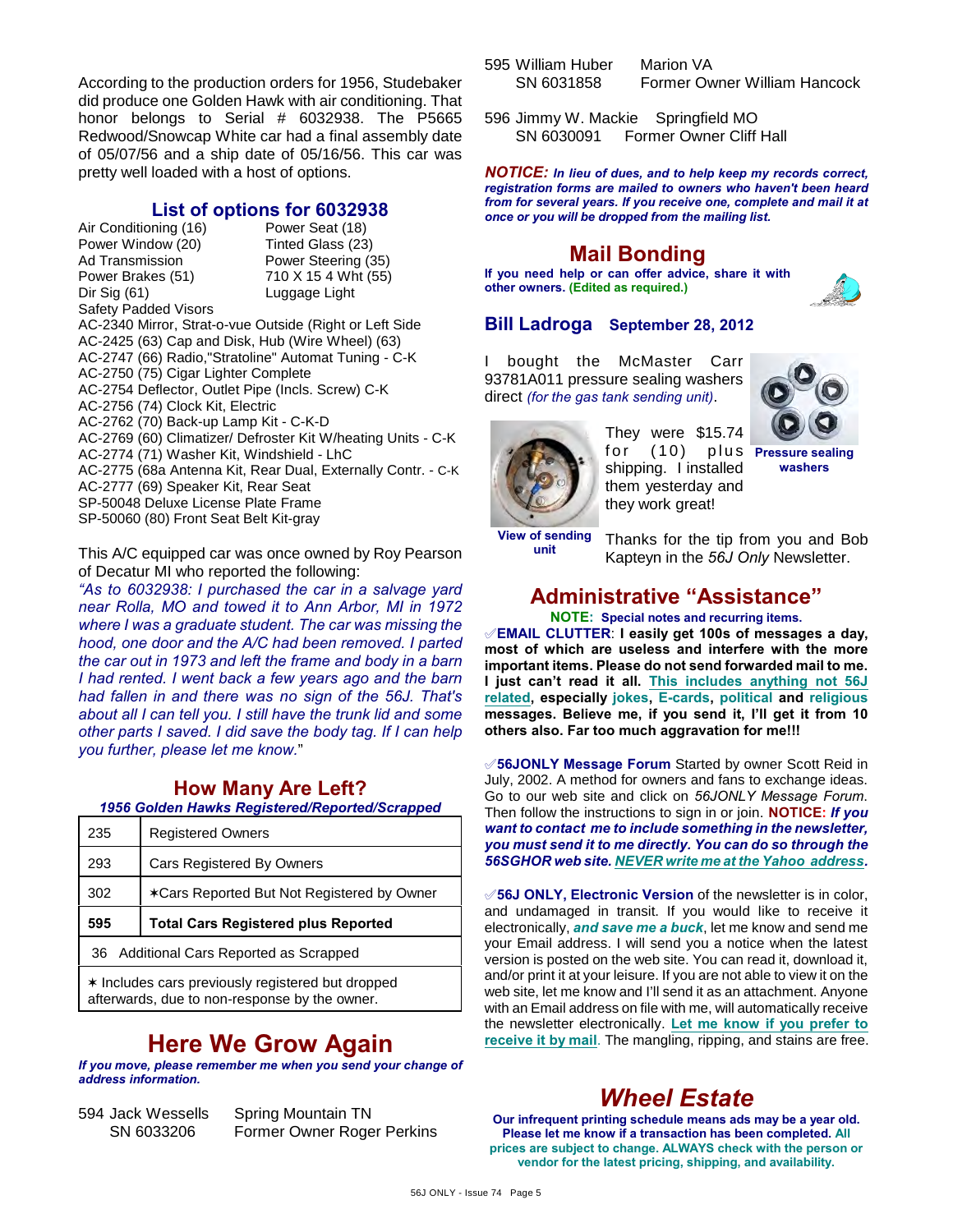According to the production orders for 1956, Studebaker did produce one Golden Hawk with air conditioning. That honor belongs to Serial # 6032938. The P5665 Redwood/Snowcap White car had a final assembly date of 05/07/56 and a ship date of 05/16/56. This car was pretty well loaded with a host of options.

## List of options for 6032938

| | |
|---|---|
| Air Conditioning (16) | Power Seat (18) |
| Power Window (20) | Tinted Glass (23) |
| Ad Transmission | Power Steering (35) |
| Power Brakes (51) | 710 X 15 4 Wht (55) |
| Dir Sig (61) | Luggage Light |

Safety Padded Visors
AC-2340 Mirror, Strat-o-vue Outside (Right or Left Side
AC-2425 (63) Cap and Disk, Hub (Wire Wheel) (63)
AC-2747 (66) Radio,"Stratoline" Automat Tuning - C-K
AC-2750 (75) Cigar Lighter Complete
AC-2754 Deflector, Outlet Pipe (Incls. Screw) C-K
AC-2756 (74) Clock Kit, Electric
AC-2762 (70) Back-up Lamp Kit - C-K-D
AC-2769 (60) Climatizer/ Defroster Kit W/heating Units - C-K
AC-2774 (71) Washer Kit, Windshield - LhC
AC-2775 (68a Antenna Kit, Rear Dual, Externally Contr. - C-K
AC-2777 (69) Speaker Kit, Rear Seat
SP-50048 Deluxe License Plate Frame
SP-50060 (80) Front Seat Belt Kit-gray

This A/C equipped car was once owned by Roy Pearson of Decatur MI who reported the following:

*"As to 6032938: I purchased the car in a salvage yard near Rolla, MO and towed it to Ann Arbor, MI in 1972 where I was a graduate student. The car was missing the hood, one door and the A/C had been removed. I parted the car out in 1973 and left the frame and body in a barn I had rented. I went back a few years ago and the barn had fallen in and there was no sign of the 56J. That's about all I can tell you. I still have the trunk lid and some other parts I saved. I did save the body tag. If I can help you further, please let me know.*"

## How Many Are Left?

***1956 Golden Hawks Registered/Reported/Scrapped***

| | |
|---|---|
| 235 | Registered Owners |
| 293 | Cars Registered By Owners |
| 302 | ✶Cars Reported But Not Registered by Owner |
| **595** | **Total Cars Registered plus Reported** |
| 36 Additional Cars Reported as Scrapped | |
| ✶ Includes cars previously registered but dropped afterwards, due to non-response by the owner. | |

## Here We Grow Again

***If you move, please remember me when you send your change of address information.***

594 Jack Wessells — Spring Mountain TN
SN 6033206 — Former Owner Roger Perkins

595 William Huber — Marion VA
SN 6031858 — Former Owner William Hancock

596 Jimmy W. Mackie — Springfield MO
SN 6030091 — Former Owner Cliff Hall

***NOTICE: In lieu of dues, and to help keep my records correct, registration forms are mailed to owners who haven't been heard from for several years. If you receive one, complete and mail it at once or you will be dropped from the mailing list.***

## Mail Bonding

**If you need help or can offer advice, share it with other owners. (Edited as required.)**

### Bill Ladroga — September 28, 2012

I bought the McMaster Carr 93781A011 pressure sealing washers direct *(for the gas tank sending unit)*.

**Pressure sealing washers**

They were $15.74 for (10) plus shipping. I installed them yesterday and they work great!

**View of sending unit**

Thanks for the tip from you and Bob Kapteyn in the *56J Only* Newsletter.

## Administrative "Assistance"

**NOTE: Special notes and recurring items.**

✐**EMAIL CLUTTER**: **I easily get 100s of messages a day, most of which are useless and interfere with the more important items. Please do not send forwarded mail to me. I just can't read it all. This includes anything not 56J related, especially jokes, E-cards, political and religious messages. Believe me, if you send it, I'll get it from 10 others also. Far too much aggravation for me!!!**

✐**56JONLY Message Forum** Started by owner Scott Reid in July, 2002. A method for owners and fans to exchange ideas. Go to our web site and click on *56JONLY Message Forum*. Then follow the instructions to sign in or join. **NOTICE:** ***If you want to contact me to include something in the newsletter, you must send it to me directly. You can do so through the 56SGHOR web site. NEVER write me at the Yahoo address.***

✐**56J ONLY, Electronic Version** of the newsletter is in color, and undamaged in transit. If you would like to receive it electronically, ***and save me a buck***, let me know and send me your Email address. I will send you a notice when the latest version is posted on the web site. You can read it, download it, and/or print it at your leisure. If you are not able to view it on the web site, let me know and I'll send it as an attachment. Anyone with an Email address on file with me, will automatically receive the newsletter electronically. **Let me know if you prefer to receive it by mail**. The mangling, ripping, and stains are free.

## *Wheel Estate*

**Our infrequent printing schedule means ads may be a year old. Please let me know if a transaction has been completed. All prices are subject to change. ALWAYS check with the person or vendor for the latest pricing, shipping, and availability.**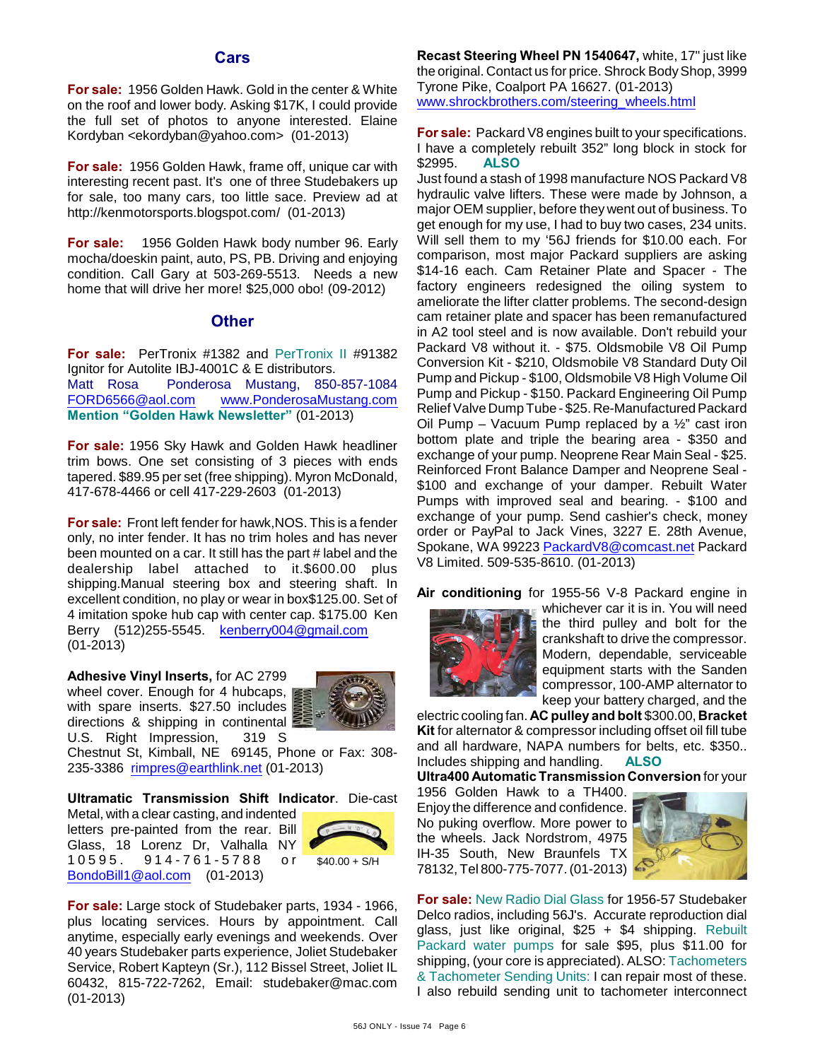## Cars

**For sale:** 1956 Golden Hawk. Gold in the center & White on the roof and lower body. Asking $17K, I could provide the full set of photos to anyone interested. Elaine Kordyban <ekordyban@yahoo.com> (01-2013)

**For sale:** 1956 Golden Hawk, frame off, unique car with interesting recent past. It's one of three Studebakers up for sale, too many cars, too little sace. Preview ad at http://kenmotorsports.blogspot.com/ (01-2013)

**For sale:** 1956 Golden Hawk body number 96. Early mocha/doeskin paint, auto, PS, PB. Driving and enjoying condition. Call Gary at 503-269-5513. Needs a new home that will drive her more! $25,000 obo! (09-2012)

## Other

**For sale:** PerTronix #1382 and PerTronix II #91382 Ignitor for Autolite IBJ-4001C & E distributors.
Matt Rosa Ponderosa Mustang, 850-857-1084 FORD6566@aol.com www.PonderosaMustang.com
**Mention "Golden Hawk Newsletter"** (01-2013)

**For sale:** 1956 Sky Hawk and Golden Hawk headliner trim bows. One set consisting of 3 pieces with ends tapered. $89.95 per set (free shipping). Myron McDonald, 417-678-4466 or cell 417-229-2603 (01-2013)

**For sale:** Front left fender for hawk,NOS. This is a fender only, no inter fender. It has no trim holes and has never been mounted on a car. It still has the part # label and the dealership label attached to it.$600.00 plus shipping.Manual steering box and steering shaft. In excellent condition, no play or wear in box$125.00. Set of 4 imitation spoke hub cap with center cap. $175.00 Ken Berry (512)255-5545. kenberry004@gmail.com (01-2013)

**Adhesive Vinyl Inserts,** for AC 2799 wheel cover. Enough for 4 hubcaps, with spare inserts. $27.50 includes directions & shipping in continental U.S. Right Impression, 319 S Chestnut St, Kimball, NE 69145, Phone or Fax: 308-235-3386 rimpres@earthlink.net (01-2013)

**Ultramatic Transmission Shift Indicator**. Die-cast Metal, with a clear casting, and indented letters pre-painted from the rear. Bill Glass, 18 Lorenz Dr, Valhalla NY 10595. 914-761-5788 or BondoBill1@aol.com (01-2013)

$40.00 + S/H

**For sale:** Large stock of Studebaker parts, 1934 - 1966, plus locating services. Hours by appointment. Call anytime, especially early evenings and weekends. Over 40 years Studebaker parts experience, Joliet Studebaker Service, Robert Kapteyn (Sr.), 112 Bissel Street, Joliet IL 60432, 815-722-7262, Email: studebaker@mac.com (01-2013)

**Recast Steering Wheel PN 1540647,** white, 17" just like the original. Contact us for price. Shrock Body Shop, 3999 Tyrone Pike, Coalport PA 16627. (01-2013)
www.shrockbrothers.com/steering_wheels.html

**For sale:** Packard V8 engines built to your specifications. I have a completely rebuilt 352" long block in stock for $2995. **ALSO**
Just found a stash of 1998 manufacture NOS Packard V8 hydraulic valve lifters. These were made by Johnson, a major OEM supplier, before they went out of business. To get enough for my use, I had to buy two cases, 234 units. Will sell them to my '56J friends for $10.00 each. For comparison, most major Packard suppliers are asking $14-16 each. Cam Retainer Plate and Spacer - The factory engineers redesigned the oiling system to ameliorate the lifter clatter problems. The second-design cam retainer plate and spacer has been remanufactured in A2 tool steel and is now available. Don't rebuild your Packard V8 without it. - $75. Oldsmobile V8 Oil Pump Conversion Kit - $210, Oldsmobile V8 Standard Duty Oil Pump and Pickup - $100, Oldsmobile V8 High Volume Oil Pump and Pickup - $150. Packard Engineering Oil Pump Relief Valve Dump Tube - $25. Re-Manufactured Packard Oil Pump – Vacuum Pump replaced by a ½" cast iron bottom plate and triple the bearing area - $350 and exchange of your pump. Neoprene Rear Main Seal - $25. Reinforced Front Balance Damper and Neoprene Seal - $100 and exchange of your damper. Rebuilt Water Pumps with improved seal and bearing. - $100 and exchange of your pump. Send cashier's check, money order or PayPal to Jack Vines, 3227 E. 28th Avenue, Spokane, WA 99223 PackardV8@comcast.net Packard V8 Limited. 509-535-8610. (01-2013)

**Air conditioning** for 1955-56 V-8 Packard engine in whichever car it is in. You will need the third pulley and bolt for the crankshaft to drive the compressor. Modern, dependable, serviceable equipment starts with the Sanden compressor, 100-AMP alternator to keep your battery charged, and the electric cooling fan. **AC pulley and bolt** $300.00, **Bracket Kit** for alternator & compressor including offset oil fill tube and all hardware, NAPA numbers for belts, etc. $350.. Includes shipping and handling. **ALSO**
**Ultra400 Automatic Transmission Conversion** for your 1956 Golden Hawk to a TH400. Enjoy the difference and confidence. No puking overflow. More power to the wheels. Jack Nordstrom, 4975 IH-35 South, New Braunfels TX 78132, Tel 800-775-7077. (01-2013)

**For sale:** New Radio Dial Glass for 1956-57 Studebaker Delco radios, including 56J's. Accurate reproduction dial glass, just like original, $25 + $4 shipping. Rebuilt Packard water pumps for sale $95, plus $11.00 for shipping, (your core is appreciated). ALSO: Tachometers & Tachometer Sending Units: I can repair most of these. I also rebuild sending unit to tachometer interconnect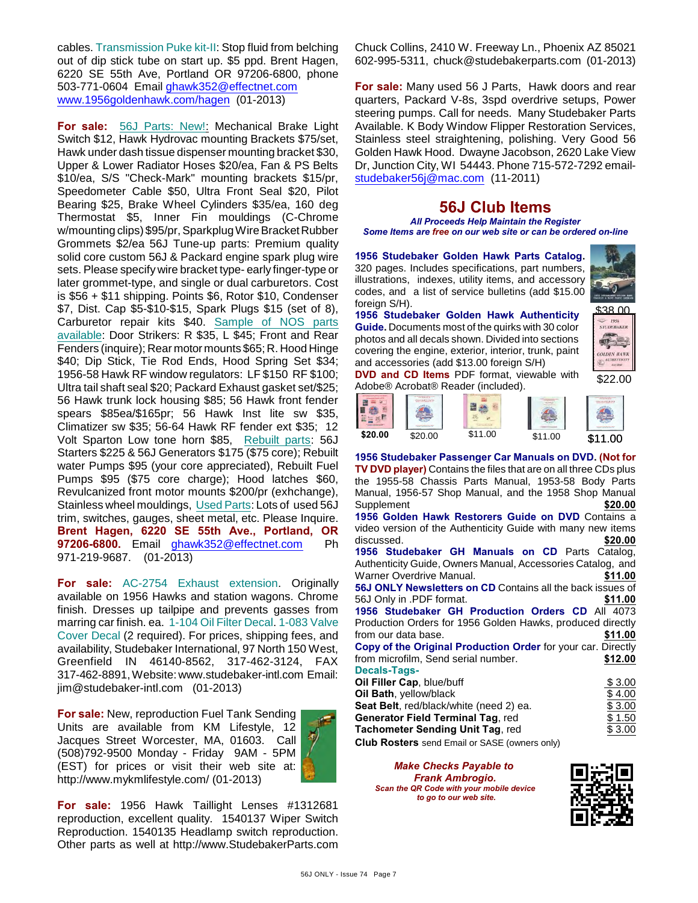cables. Transmission Puke kit-II: Stop fluid from belching out of dip stick tube on start up. $5 ppd. Brent Hagen, 6220 SE 55th Ave, Portland OR 97206-6800, phone 503-771-0604 Email ghawk352@effectnet.com www.1956goldenhawk.com/hagen (01-2013)

**For sale:** 56J Parts: New!: Mechanical Brake Light Switch $12, Hawk Hydrovac mounting Brackets $75/set, Hawk under dash tissue dispenser mounting bracket $30, Upper & Lower Radiator Hoses $20/ea, Fan & PS Belts $10/ea, S/S "Check-Mark" mounting brackets $15/pr, Speedometer Cable $50, Ultra Front Seal $20, Pilot Bearing $25, Brake Wheel Cylinders $35/ea, 160 deg Thermostat $5, Inner Fin mouldings (C-Chrome w/mounting clips) $95/pr, Sparkplug Wire Bracket Rubber Grommets $2/ea 56J Tune-up parts: Premium quality solid core custom 56J & Packard engine spark plug wire sets. Please specify wire bracket type- early finger-type or later grommet-type, and single or dual carburetors. Cost is $56 + $11 shipping. Points $6, Rotor $10, Condenser $7, Dist. Cap $5-$10-$15, Spark Plugs $15 (set of 8), Carburetor repair kits $40. Sample of NOS parts available: Door Strikers: R $35, L $45; Front and Rear Fenders (inquire); Rear motor mounts $65; R. Hood Hinge $40; Dip Stick, Tie Rod Ends, Hood Spring Set $34; 1956-58 Hawk RF window regulators: LF $150 RF $100; Ultra tail shaft seal $20; Packard Exhaust gasket set/$25; 56 Hawk trunk lock housing $85; 56 Hawk front fender spears $85ea/$165pr; 56 Hawk Inst lite sw $35, Climatizer sw $35; 56-64 Hawk RF fender ext $35; 12 Volt Sparton Low tone horn $85, Rebuilt parts: 56J Starters $225 & 56J Generators $175 ($75 core); Rebuilt water Pumps $95 (your core appreciated), Rebuilt Fuel Pumps $95 ($75 core charge); Hood latches $60, Revulcanized front motor mounts $200/pr (exhchange), Stainless wheel mouldings, Used Parts: Lots of used 56J trim, switches, gauges, sheet metal, etc. Please Inquire. **Brent Hagen, 6220 SE 55th Ave., Portland, OR 97206-6800.** Email ghawk352@effectnet.com Ph 971-219-9687. (01-2013)

**For sale:** AC-2754 Exhaust extension. Originally available on 1956 Hawks and station wagons. Chrome finish. Dresses up tailpipe and prevents gasses from marring car finish. ea. 1-104 Oil Filter Decal. 1-083 Valve Cover Decal (2 required). For prices, shipping fees, and availability, Studebaker International, 97 North 150 West, Greenfield IN 46140-8562, 317-462-3124, FAX 317-462-8891, Website: www.studebaker-intl.com Email: jim@studebaker-intl.com (01-2013)

**For sale:** New, reproduction Fuel Tank Sending Units are available from KM Lifestyle, 12 Jacques Street Worcester, MA, 01603. Call (508)792-9500 Monday - Friday 9AM - 5PM (EST) for prices or visit their web site at: http://www.mykmlifestyle.com/ (01-2013)

**For sale:** 1956 Hawk Taillight Lenses #1312681 reproduction, excellent quality. 1540137 Wiper Switch Reproduction. 1540135 Headlamp switch reproduction. Other parts as well at http://www.StudebakerParts.com Chuck Collins, 2410 W. Freeway Ln., Phoenix AZ 85021 602-995-5311, chuck@studebakerparts.com (01-2013)

**For sale:** Many used 56 J Parts, Hawk doors and rear quarters, Packard V-8s, 3spd overdrive setups, Power steering pumps. Call for needs. Many Studebaker Parts Available. K Body Window Flipper Restoration Services, Stainless steel straightening, polishing. Very Good 56 Golden Hawk Hood. Dwayne Jacobson, 2620 Lake View Dr, Junction City, WI 54443. Phone 715-572-7292 email-studebaker56j@mac.com (11-2011)

## 56J Club Items

***All Proceeds Help Maintain the Register***
***Some Items are free on our web site or can be ordered on-line***

**1956 Studebaker Golden Hawk Parts Catalog.** 320 pages. Includes specifications, part numbers, illustrations, indexes, utility items, and accessory codes, and a list of service bulletins (add $15.00 foreign S/H). $38.00

**1956 Studebaker Golden Hawk Authenticity Guide.** Documents most of the quirks with 30 color photos and all decals shown. Divided into sections covering the engine, exterior, interior, trunk, paint and accessories (add $13.00 foreign S/H) $22.00

**DVD and CD Items** PDF format, viewable with Adobe® Acrobat® Reader (included).

$20.00 $20.00 $11.00 $11.00 $11.00

**1956 Studebaker Passenger Car Manuals on DVD. (Not for TV DVD player)** Contains the files that are on all three CDs plus the 1955-58 Chassis Parts Manual, 1953-58 Body Parts Manual, 1956-57 Shop Manual, and the 1958 Shop Manual Supplement **$20.00**

**1956 Golden Hawk Restorers Guide on DVD** Contains a video version of the Authenticity Guide with many new items discussed. **$20.00**

**1956 Studebaker GH Manuals on CD** Parts Catalog, Authenticity Guide, Owners Manual, Accessories Catalog, and Warner Overdrive Manual. **$11.00**

**56J ONLY Newsletters on CD** Contains all the back issues of 56J Only in .PDF format. **$11.00**

**1956 Studebaker GH Production Orders CD** All 4073 Production Orders for 1956 Golden Hawks, produced directly from our data base. **$11.00**

**Copy of the Original Production Order** for your car. Directly from microfilm, Send serial number. **$12.00**

**Decals-Tags-**

| | |
|---|---|
| **Oil Filler Cap**, blue/buff | $ 3.00 |
| **Oil Bath**, yellow/black | $ 4.00 |
| **Seat Belt**, red/black/white (need 2) ea. | $ 3.00 |
| **Generator Field Terminal Tag**, red | $ 1.50 |
| **Tachometer Sending Unit Tag**, red | $ 3.00 |

**Club Rosters** send Email or SASE (owners only)

***Make Checks Payable to Frank Ambrogio.***
***Scan the QR Code with your mobile device to go to our web site.***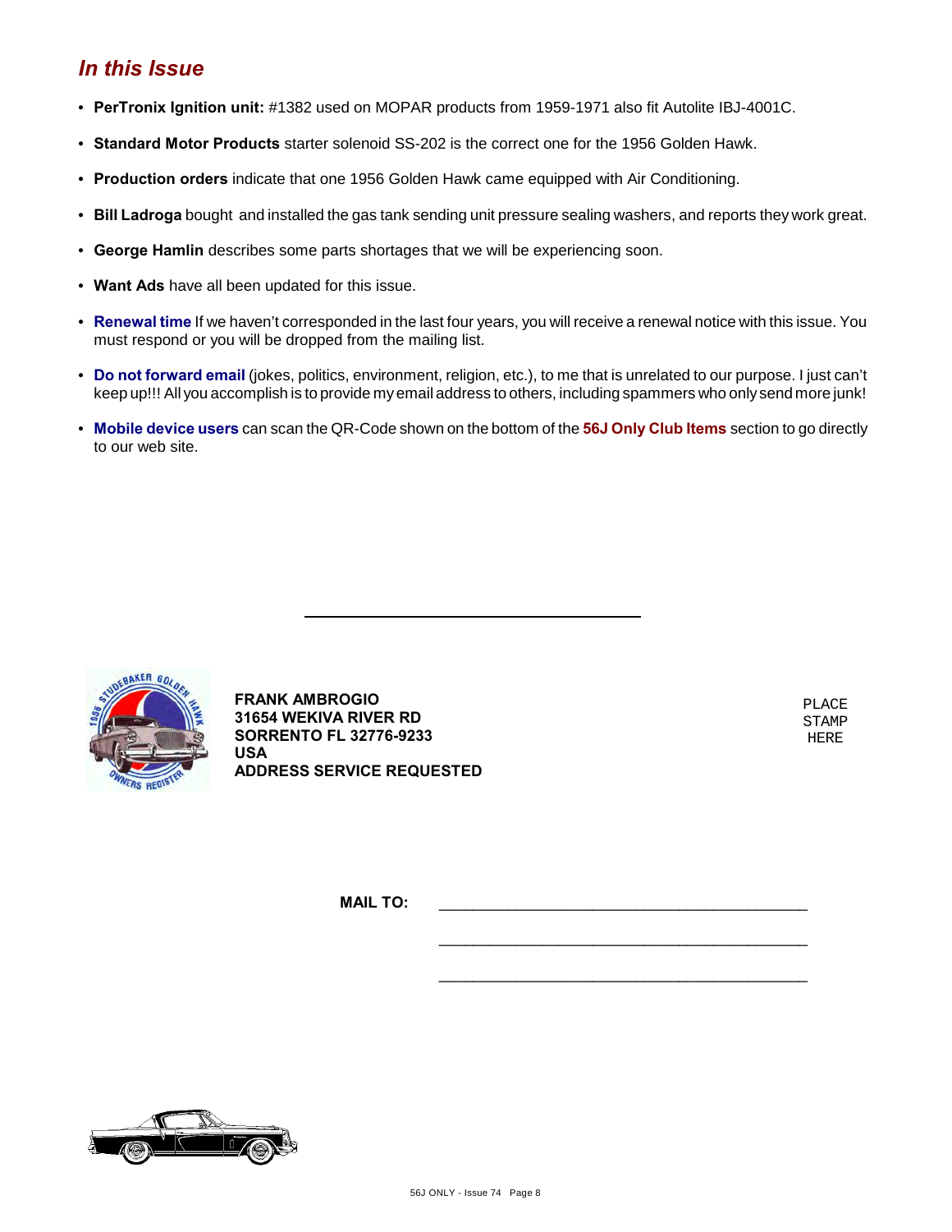## *In this Issue*

- **PerTronix Ignition unit:** #1382 used on MOPAR products from 1959-1971 also fit Autolite IBJ-4001C.
- **Standard Motor Products** starter solenoid SS-202 is the correct one for the 1956 Golden Hawk.
- **Production orders** indicate that one 1956 Golden Hawk came equipped with Air Conditioning.
- **Bill Ladroga** bought and installed the gas tank sending unit pressure sealing washers, and reports they work great.
- **George Hamlin** describes some parts shortages that we will be experiencing soon.
- **Want Ads** have all been updated for this issue.
- **Renewal time** If we haven't corresponded in the last four years, you will receive a renewal notice with this issue. You must respond or you will be dropped from the mailing list.
- **Do not forward email** (jokes, politics, environment, religion, etc.), to me that is unrelated to our purpose. I just can't keep up!!! All you accomplish is to provide my email address to others, including spammers who only send more junk!
- **Mobile device users** can scan the QR-Code shown on the bottom of the **56J Only Club Items** section to go directly to our web site.

---

**FRANK AMBROGIO**
**31654 WEKIVA RIVER RD**
**SORRENTO FL 32776-9233**
**USA**
**ADDRESS SERVICE REQUESTED**

PLACE
STAMP
HERE

**MAIL TO:** ____________________________________________

____________________________________________

____________________________________________